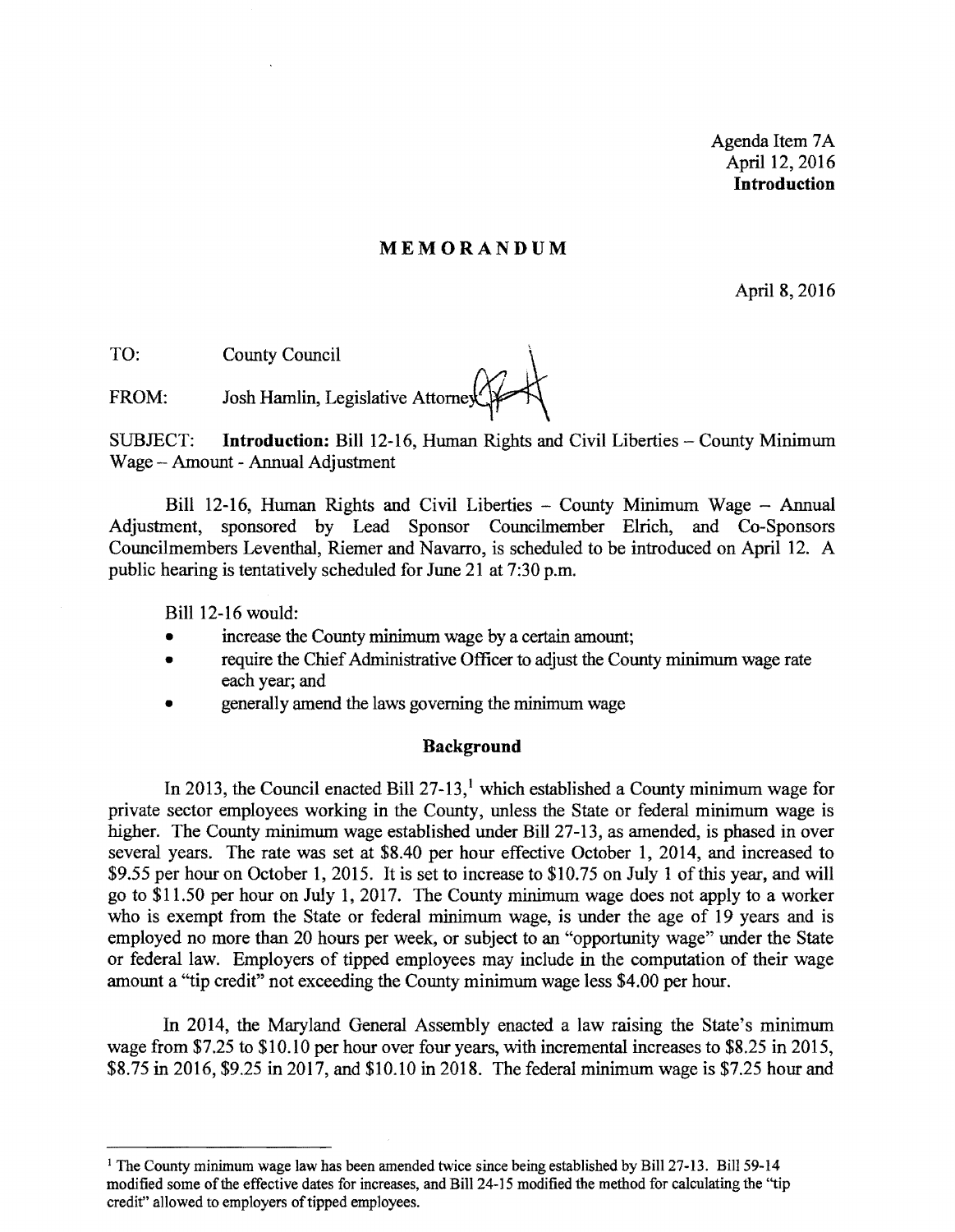Agenda Item 7A
April 12, 2016
**Introduction**

# MEMORANDUM

April 8, 2016

TO: County Council

FROM: Josh Hamlin, Legislative Attorney

SUBJECT: **Introduction:** Bill 12-16, Human Rights and Civil Liberties – County Minimum Wage – Amount - Annual Adjustment

Bill 12-16, Human Rights and Civil Liberties – County Minimum Wage – Annual Adjustment, sponsored by Lead Sponsor Councilmember Elrich, and Co-Sponsors Councilmembers Leventhal, Riemer and Navarro, is scheduled to be introduced on April 12. A public hearing is tentatively scheduled for June 21 at 7:30 p.m.

Bill 12-16 would:

- increase the County minimum wage by a certain amount;
- require the Chief Administrative Officer to adjust the County minimum wage rate each year; and
- generally amend the laws governing the minimum wage

## Background

In 2013, the Council enacted Bill 27-13,[1] which established a County minimum wage for private sector employees working in the County, unless the State or federal minimum wage is higher. The County minimum wage established under Bill 27-13, as amended, is phased in over several years. The rate was set at $8.40 per hour effective October 1, 2014, and increased to $9.55 per hour on October 1, 2015. It is set to increase to $10.75 on July 1 of this year, and will go to $11.50 per hour on July 1, 2017. The County minimum wage does not apply to a worker who is exempt from the State or federal minimum wage, is under the age of 19 years and is employed no more than 20 hours per week, or subject to an "opportunity wage" under the State or federal law. Employers of tipped employees may include in the computation of their wage amount a "tip credit" not exceeding the County minimum wage less $4.00 per hour.

In 2014, the Maryland General Assembly enacted a law raising the State's minimum wage from $7.25 to $10.10 per hour over four years, with incremental increases to $8.25 in 2015, $8.75 in 2016, $9.25 in 2017, and $10.10 in 2018. The federal minimum wage is $7.25 hour and

---

[1] The County minimum wage law has been amended twice since being established by Bill 27-13. Bill 59-14 modified some of the effective dates for increases, and Bill 24-15 modified the method for calculating the "tip credit" allowed to employers of tipped employees.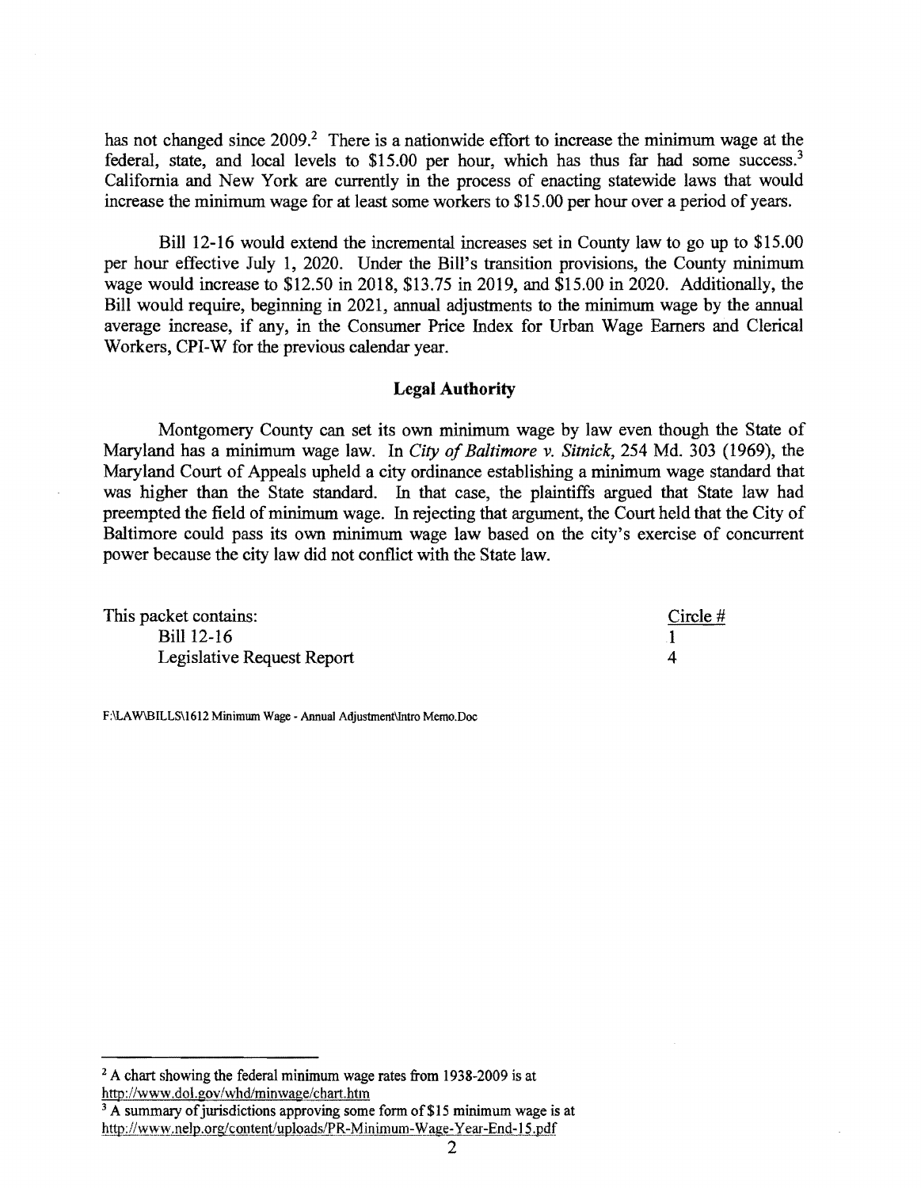has not changed since 2009.[2] There is a nationwide effort to increase the minimum wage at the federal, state, and local levels to $15.00 per hour, which has thus far had some success.[3] California and New York are currently in the process of enacting statewide laws that would increase the minimum wage for at least some workers to $15.00 per hour over a period of years.

Bill 12-16 would extend the incremental increases set in County law to go up to $15.00 per hour effective July 1, 2020. Under the Bill's transition provisions, the County minimum wage would increase to $12.50 in 2018, $13.75 in 2019, and $15.00 in 2020. Additionally, the Bill would require, beginning in 2021, annual adjustments to the minimum wage by the annual average increase, if any, in the Consumer Price Index for Urban Wage Earners and Clerical Workers, CPI-W for the previous calendar year.

## Legal Authority

Montgomery County can set its own minimum wage by law even though the State of Maryland has a minimum wage law. In *City of Baltimore v. Sitnick*, 254 Md. 303 (1969), the Maryland Court of Appeals upheld a city ordinance establishing a minimum wage standard that was higher than the State standard. In that case, the plaintiffs argued that State law had preempted the field of minimum wage. In rejecting that argument, the Court held that the City of Baltimore could pass its own minimum wage law based on the city's exercise of concurrent power because the city law did not conflict with the State law.

| This packet contains: | Circle # |
| --- | --- |
| Bill 12-16 | 1 |
| Legislative Request Report | 4 |

F:\LAW\BILLS\1612 Minimum Wage - Annual Adjustment\Intro Memo.Doc

---

[2] A chart showing the federal minimum wage rates from 1938-2009 is at http://www.dol.gov/whd/minwage/chart.htm

[3] A summary of jurisdictions approving some form of $15 minimum wage is at http://www.nelp.org/content/uploads/PR-Minimum-Wage-Year-End-15.pdf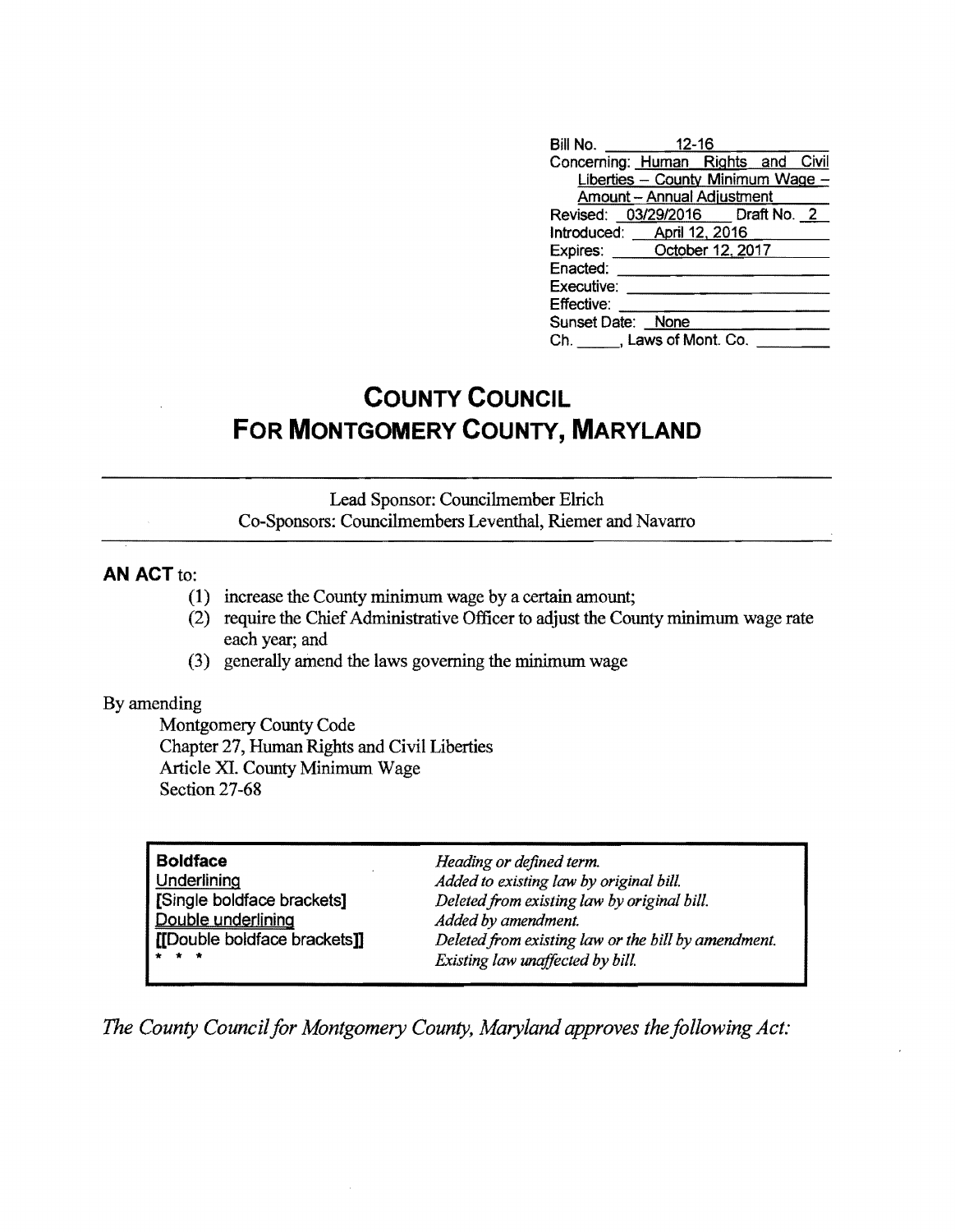| | |
|---|---|
| Bill No. | 12-16 |
| Concerning: | Human Rights and Civil Liberties – County Minimum Wage – Amount – Annual Adjustment |
| Revised: | 03/29/2016 Draft No. 2 |
| Introduced: | April 12, 2016 |
| Expires: | October 12, 2017 |
| Enacted: | |
| Executive: | |
| Effective: | |
| Sunset Date: | None |
| Ch. ____, Laws of Mont. Co. | |

# COUNTY COUNCIL FOR MONTGOMERY COUNTY, MARYLAND

Lead Sponsor: Councilmember Elrich
Co-Sponsors: Councilmembers Leventhal, Riemer and Navarro

**AN ACT** to:

(1) increase the County minimum wage by a certain amount;
(2) require the Chief Administrative Officer to adjust the County minimum wage rate each year; and
(3) generally amend the laws governing the minimum wage

By amending

Montgomery County Code
Chapter 27, Human Rights and Civil Liberties
Article XI. County Minimum Wage
Section 27-68

| | |
|---|---|
| **Boldface** | *Heading or defined term.* |
| Underlining | *Added to existing law by original bill.* |
| **[**Single boldface brackets**]** | *Deleted from existing law by original bill.* |
| Double underlining | *Added by amendment.* |
| **[[**Double boldface brackets**]]** | *Deleted from existing law or the bill by amendment.* |
| * * * | *Existing law unaffected by bill.* |

*The County Council for Montgomery County, Maryland approves the following Act:*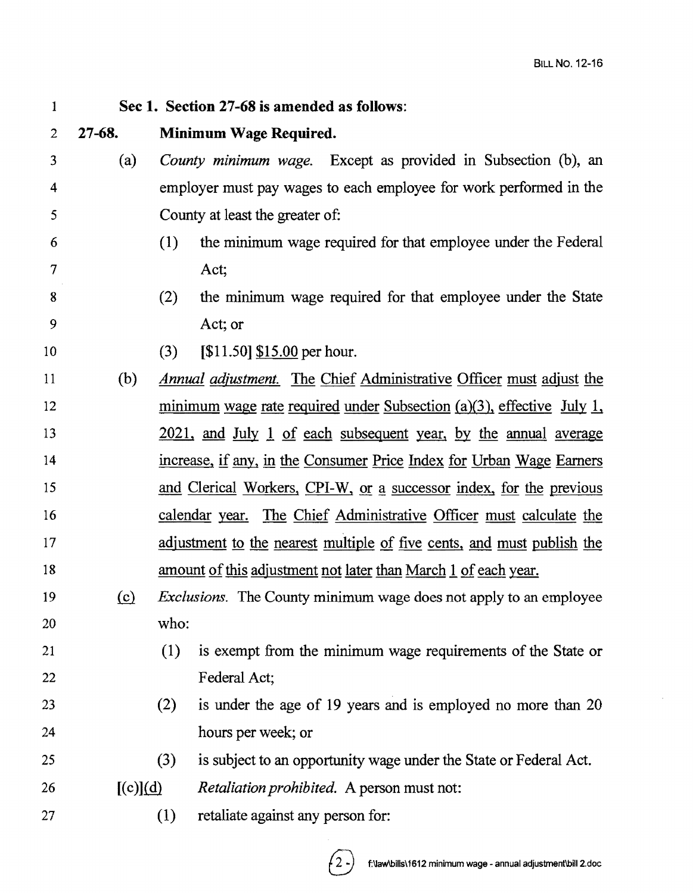**Sec 1. Section 27-68 is amended as follows:**

**27-68. Minimum Wage Required.**

(a) *County minimum wage.* Except as provided in Subsection (b), an employer must pay wages to each employee for work performed in the County at least the greater of:

(1) the minimum wage required for that employee under the Federal Act;

(2) the minimum wage required for that employee under the State Act; or

(3) [$11.50] $15.00 per hour.

(b) *Annual adjustment.* The Chief Administrative Officer must adjust the minimum wage rate required under Subsection (a)(3), effective July 1, 2021, and July 1 of each subsequent year, by the annual average increase, if any, in the Consumer Price Index for Urban Wage Earners and Clerical Workers, CPI-W, or a successor index, for the previous calendar year. The Chief Administrative Officer must calculate the adjustment to the nearest multiple of five cents, and must publish the amount of this adjustment not later than March 1 of each year.

(c) *Exclusions.* The County minimum wage does not apply to an employee who:

(1) is exempt from the minimum wage requirements of the State or Federal Act;

(2) is under the age of 19 years and is employed no more than 20 hours per week; or

(3) is subject to an opportunity wage under the State or Federal Act.

[(c)](d) *Retaliation prohibited.* A person must not:

(1) retaliate against any person for: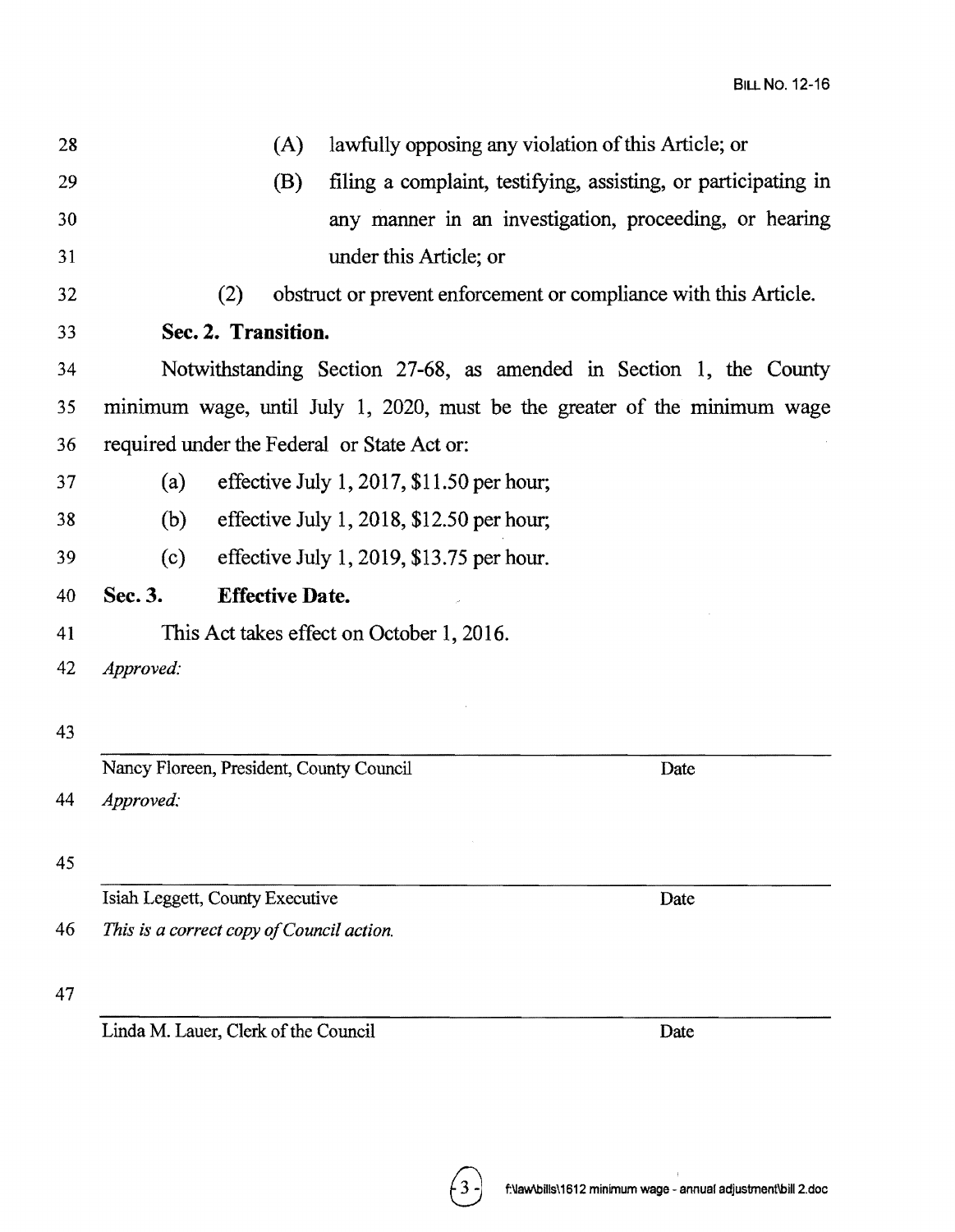(A) lawfully opposing any violation of this Article; or

(B) filing a complaint, testifying, assisting, or participating in any manner in an investigation, proceeding, or hearing under this Article; or

(2) obstruct or prevent enforcement or compliance with this Article.

**Sec. 2. Transition.**

Notwithstanding Section 27-68, as amended in Section 1, the County minimum wage, until July 1, 2020, must be the greater of the minimum wage required under the Federal or State Act or:

(a) effective July 1, 2017, $11.50 per hour;

(b) effective July 1, 2018, $12.50 per hour;

(c) effective July 1, 2019, $13.75 per hour.

**Sec. 3. Effective Date.**

This Act takes effect on October 1, 2016.

*Approved:*

Nancy Floreen, President, County Council — Date

*Approved:*

Isiah Leggett, County Executive — Date

*This is a correct copy of Council action.*

Linda M. Lauer, Clerk of the Council — Date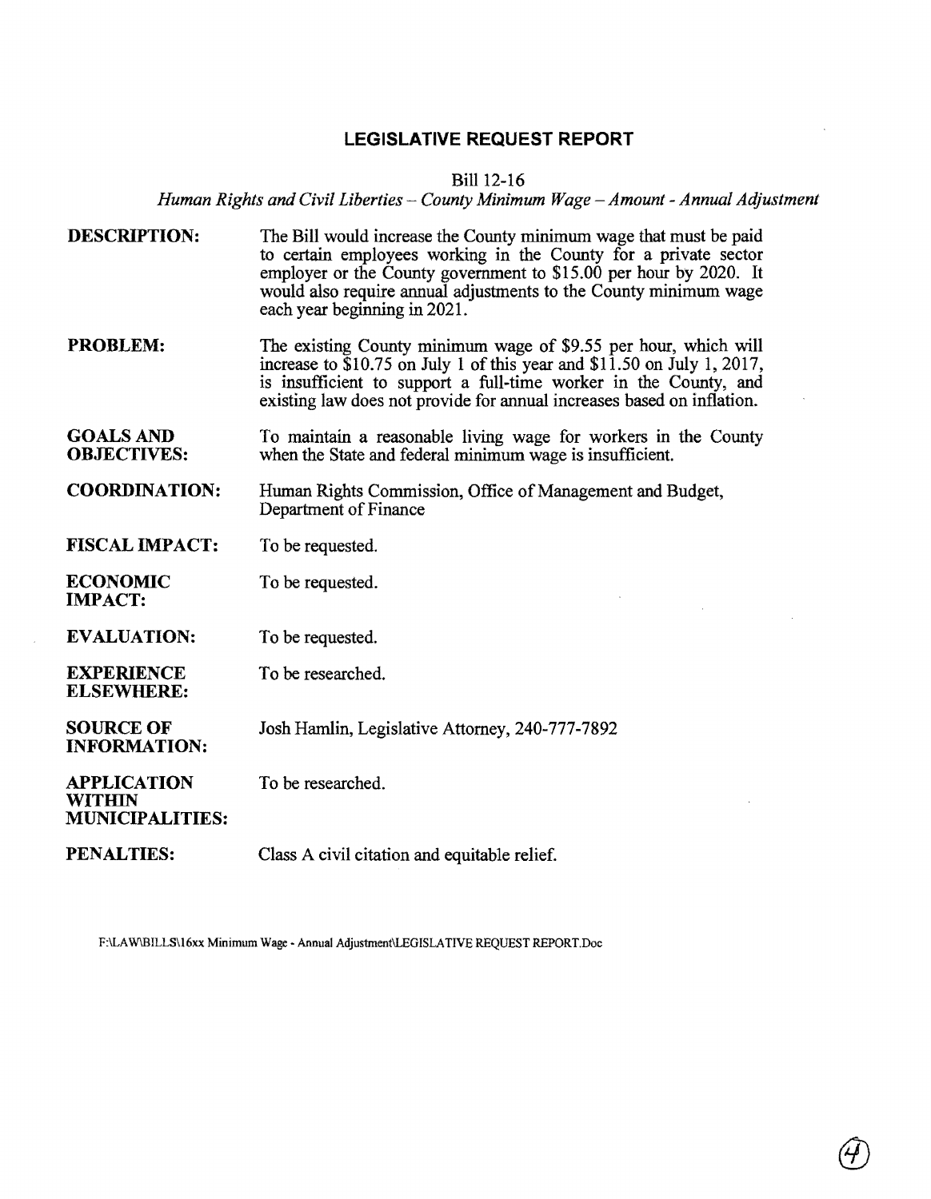## LEGISLATIVE REQUEST REPORT

Bill 12-16

*Human Rights and Civil Liberties – County Minimum Wage – Amount - Annual Adjustment*

| | |
|---|---|
| **DESCRIPTION:** | The Bill would increase the County minimum wage that must be paid to certain employees working in the County for a private sector employer or the County government to $15.00 per hour by 2020. It would also require annual adjustments to the County minimum wage each year beginning in 2021. |
| **PROBLEM:** | The existing County minimum wage of $9.55 per hour, which will increase to $10.75 on July 1 of this year and $11.50 on July 1, 2017, is insufficient to support a full-time worker in the County, and existing law does not provide for annual increases based on inflation. |
| **GOALS AND OBJECTIVES:** | To maintain a reasonable living wage for workers in the County when the State and federal minimum wage is insufficient. |
| **COORDINATION:** | Human Rights Commission, Office of Management and Budget, Department of Finance |
| **FISCAL IMPACT:** | To be requested. |
| **ECONOMIC IMPACT:** | To be requested. |
| **EVALUATION:** | To be requested. |
| **EXPERIENCE ELSEWHERE:** | To be researched. |
| **SOURCE OF INFORMATION:** | Josh Hamlin, Legislative Attorney, 240-777-7892 |
| **APPLICATION WITHIN MUNICIPALITIES:** | To be researched. |
| **PENALTIES:** | Class A civil citation and equitable relief. |

F:\LAW\BILLS\16xx Minimum Wage - Annual Adjustment\LEGISLATIVE REQUEST REPORT.Doc